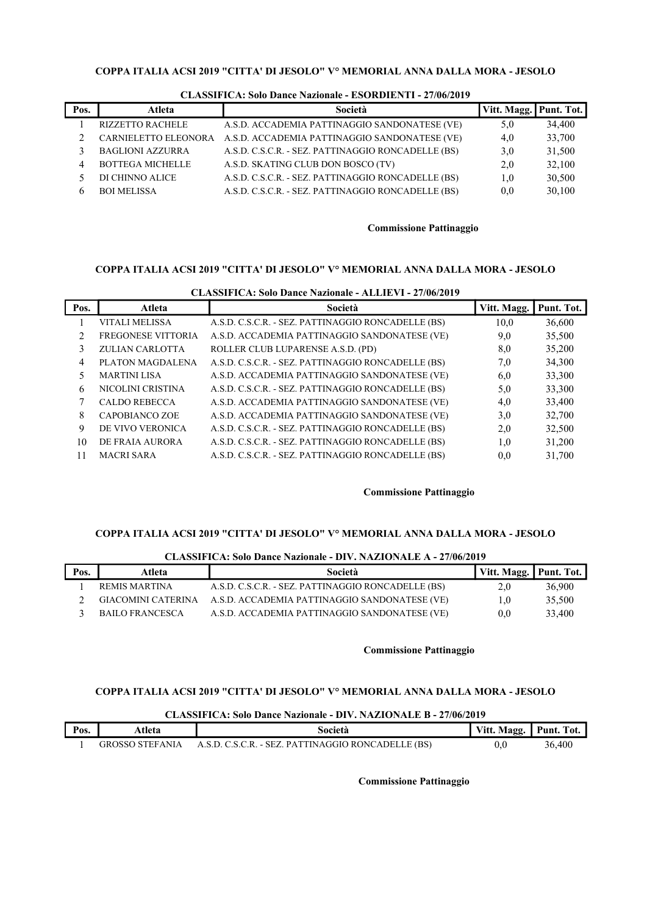## COPPA ITALIA ACSI 2019 "CITTA' DI JESOLO" V° MEMORIAL ANNA DALLA MORA - JESOLO

### CLASSIFICA: Solo Dance Nazionale - ESORDIENTI - 27/06/2019

| Pos. | Atleta | Società | Vitt. Magg. | Punt. Tot. |
|---|---|---|---|---|
| 1 | RIZZETTO RACHELE | A.S.D. ACCADEMIA PATTINAGGIO SANDONATESE (VE) | 5,0 | 34,400 |
| 2 | CARNIELETTO ELEONORA | A.S.D. ACCADEMIA PATTINAGGIO SANDONATESE (VE) | 4,0 | 33,700 |
| 3 | BAGLIONI AZZURRA | A.S.D. C.S.C.R. - SEZ. PATTINAGGIO RONCADELLE (BS) | 3,0 | 31,500 |
| 4 | BOTTEGA MICHELLE | A.S.D. SKATING CLUB DON BOSCO (TV) | 2,0 | 32,100 |
| 5 | DI CHINNO ALICE | A.S.D. C.S.C.R. - SEZ. PATTINAGGIO RONCADELLE (BS) | 1,0 | 30,500 |
| 6 | BOI MELISSA | A.S.D. C.S.C.R. - SEZ. PATTINAGGIO RONCADELLE (BS) | 0,0 | 30,100 |

**Commissione Pattinaggio**

## COPPA ITALIA ACSI 2019 "CITTA' DI JESOLO" V° MEMORIAL ANNA DALLA MORA - JESOLO

### CLASSIFICA: Solo Dance Nazionale - ALLIEVI - 27/06/2019

| Pos. | Atleta | Società | Vitt. Magg. | Punt. Tot. |
|---|---|---|---|---|
| 1 | VITALI MELISSA | A.S.D. C.S.C.R. - SEZ. PATTINAGGIO RONCADELLE (BS) | 10,0 | 36,600 |
| 2 | FREGONESE VITTORIA | A.S.D. ACCADEMIA PATTINAGGIO SANDONATESE (VE) | 9,0 | 35,500 |
| 3 | ZULIAN CARLOTTA | ROLLER CLUB LUPARENSE A.S.D. (PD) | 8,0 | 35,200 |
| 4 | PLATON MAGDALENA | A.S.D. C.S.C.R. - SEZ. PATTINAGGIO RONCADELLE (BS) | 7,0 | 34,300 |
| 5 | MARTINI LISA | A.S.D. ACCADEMIA PATTINAGGIO SANDONATESE (VE) | 6,0 | 33,300 |
| 6 | NICOLINI CRISTINA | A.S.D. C.S.C.R. - SEZ. PATTINAGGIO RONCADELLE (BS) | 5,0 | 33,300 |
| 7 | CALDO REBECCA | A.S.D. ACCADEMIA PATTINAGGIO SANDONATESE (VE) | 4,0 | 33,400 |
| 8 | CAPOBIANCO ZOE | A.S.D. ACCADEMIA PATTINAGGIO SANDONATESE (VE) | 3,0 | 32,700 |
| 9 | DE VIVO VERONICA | A.S.D. C.S.C.R. - SEZ. PATTINAGGIO RONCADELLE (BS) | 2,0 | 32,500 |
| 10 | DE FRAIA AURORA | A.S.D. C.S.C.R. - SEZ. PATTINAGGIO RONCADELLE (BS) | 1,0 | 31,200 |
| 11 | MACRI SARA | A.S.D. C.S.C.R. - SEZ. PATTINAGGIO RONCADELLE (BS) | 0,0 | 31,700 |

**Commissione Pattinaggio**

## COPPA ITALIA ACSI 2019 "CITTA' DI JESOLO" V° MEMORIAL ANNA DALLA MORA - JESOLO

### CLASSIFICA: Solo Dance Nazionale - DIV. NAZIONALE A - 27/06/2019

| Pos. | Atleta | Società | Vitt. Magg. | Punt. Tot. |
|---|---|---|---|---|
| 1 | REMIS MARTINA | A.S.D. C.S.C.R. - SEZ. PATTINAGGIO RONCADELLE (BS) | 2,0 | 36,900 |
| 2 | GIACOMINI CATERINA | A.S.D. ACCADEMIA PATTINAGGIO SANDONATESE (VE) | 1,0 | 35,500 |
| 3 | BAILO FRANCESCA | A.S.D. ACCADEMIA PATTINAGGIO SANDONATESE (VE) | 0,0 | 33,400 |

**Commissione Pattinaggio**

## COPPA ITALIA ACSI 2019 "CITTA' DI JESOLO" V° MEMORIAL ANNA DALLA MORA - JESOLO

### CLASSIFICA: Solo Dance Nazionale - DIV. NAZIONALE B - 27/06/2019

| Pos. | Atleta | Società | Vitt. Magg. | Punt. Tot. |
|---|---|---|---|---|
| 1 | GROSSO STEFANIA | A.S.D. C.S.C.R. - SEZ. PATTINAGGIO RONCADELLE (BS) | 0,0 | 36,400 |

**Commissione Pattinaggio**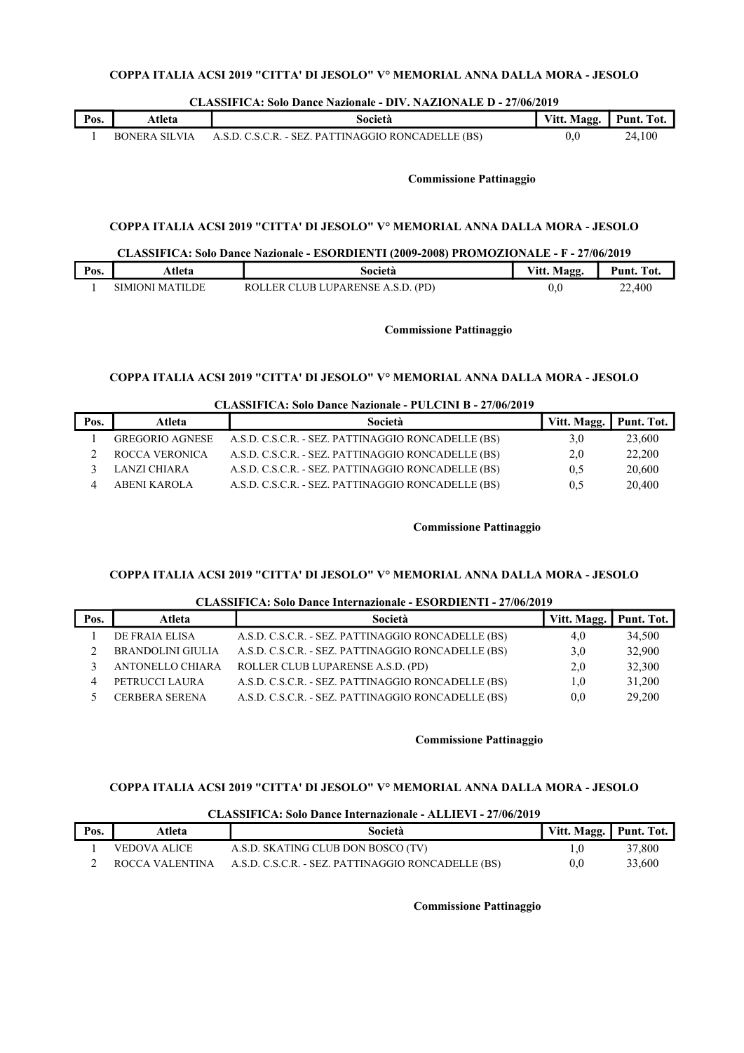**COPPA ITALIA ACSI 2019 "CITTA' DI JESOLO" V° MEMORIAL ANNA DALLA MORA - JESOLO**

**CLASSIFICA: Solo Dance Nazionale - DIV. NAZIONALE D - 27/06/2019**

| Pos. | Atleta | Società | Vitt. Magg. | Punt. Tot. |
|---|---|---|---|---|
| 1 | BONERA SILVIA | A.S.D. C.S.C.R. - SEZ. PATTINAGGIO RONCADELLE (BS) | 0,0 | 24,100 |

**Commissione Pattinaggio**

**COPPA ITALIA ACSI 2019 "CITTA' DI JESOLO" V° MEMORIAL ANNA DALLA MORA - JESOLO**

**CLASSIFICA: Solo Dance Nazionale - ESORDIENTI (2009-2008) PROMOZIONALE - F - 27/06/2019**

| Pos. | Atleta | Società | Vitt. Magg. | Punt. Tot. |
|---|---|---|---|---|
| 1 | SIMIONI MATILDE | ROLLER CLUB LUPARENSE A.S.D. (PD) | 0,0 | 22,400 |

**Commissione Pattinaggio**

**COPPA ITALIA ACSI 2019 "CITTA' DI JESOLO" V° MEMORIAL ANNA DALLA MORA - JESOLO**

**CLASSIFICA: Solo Dance Nazionale - PULCINI B - 27/06/2019**

| Pos. | Atleta | Società | Vitt. Magg. | Punt. Tot. |
|---|---|---|---|---|
| 1 | GREGORIO AGNESE | A.S.D. C.S.C.R. - SEZ. PATTINAGGIO RONCADELLE (BS) | 3,0 | 23,600 |
| 2 | ROCCA VERONICA | A.S.D. C.S.C.R. - SEZ. PATTINAGGIO RONCADELLE (BS) | 2,0 | 22,200 |
| 3 | LANZI CHIARA | A.S.D. C.S.C.R. - SEZ. PATTINAGGIO RONCADELLE (BS) | 0,5 | 20,600 |
| 4 | ABENI KAROLA | A.S.D. C.S.C.R. - SEZ. PATTINAGGIO RONCADELLE (BS) | 0,5 | 20,400 |

**Commissione Pattinaggio**

**COPPA ITALIA ACSI 2019 "CITTA' DI JESOLO" V° MEMORIAL ANNA DALLA MORA - JESOLO**

**CLASSIFICA: Solo Dance Internazionale - ESORDIENTI - 27/06/2019**

| Pos. | Atleta | Società | Vitt. Magg. | Punt. Tot. |
|---|---|---|---|---|
| 1 | DE FRAIA ELISA | A.S.D. C.S.C.R. - SEZ. PATTINAGGIO RONCADELLE (BS) | 4,0 | 34,500 |
| 2 | BRANDOLINI GIULIA | A.S.D. C.S.C.R. - SEZ. PATTINAGGIO RONCADELLE (BS) | 3,0 | 32,900 |
| 3 | ANTONELLO CHIARA | ROLLER CLUB LUPARENSE A.S.D. (PD) | 2,0 | 32,300 |
| 4 | PETRUCCI LAURA | A.S.D. C.S.C.R. - SEZ. PATTINAGGIO RONCADELLE (BS) | 1,0 | 31,200 |
| 5 | CERBERA SERENA | A.S.D. C.S.C.R. - SEZ. PATTINAGGIO RONCADELLE (BS) | 0,0 | 29,200 |

**Commissione Pattinaggio**

**COPPA ITALIA ACSI 2019 "CITTA' DI JESOLO" V° MEMORIAL ANNA DALLA MORA - JESOLO**

**CLASSIFICA: Solo Dance Internazionale - ALLIEVI - 27/06/2019**

| Pos. | Atleta | Società | Vitt. Magg. | Punt. Tot. |
|---|---|---|---|---|
| 1 | VEDOVA ALICE | A.S.D. SKATING CLUB DON BOSCO (TV) | 1,0 | 37,800 |
| 2 | ROCCA VALENTINA | A.S.D. C.S.C.R. - SEZ. PATTINAGGIO RONCADELLE (BS) | 0,0 | 33,600 |

**Commissione Pattinaggio**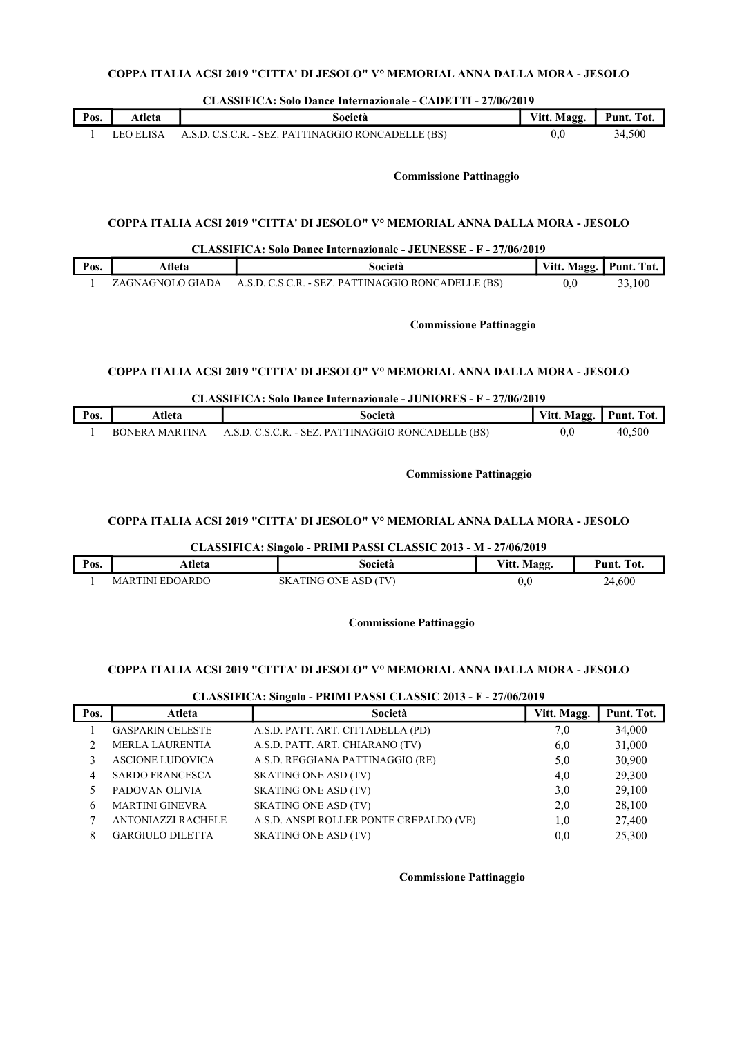**COPPA ITALIA ACSI 2019 "CITTA' DI JESOLO" V° MEMORIAL ANNA DALLA MORA - JESOLO**

**CLASSIFICA: Solo Dance Internazionale - CADETTI - 27/06/2019**

| Pos. | Atleta | Società | Vitt. Magg. | Punt. Tot. |
|---|---|---|---|---|
| 1 | LEO ELISA | A.S.D. C.S.C.R. - SEZ. PATTINAGGIO RONCADELLE (BS) | 0,0 | 34,500 |

**Commissione Pattinaggio**

**COPPA ITALIA ACSI 2019 "CITTA' DI JESOLO" V° MEMORIAL ANNA DALLA MORA - JESOLO**

**CLASSIFICA: Solo Dance Internazionale - JEUNESSE - F - 27/06/2019**

| Pos. | Atleta | Società | Vitt. Magg. | Punt. Tot. |
|---|---|---|---|---|
| 1 | ZAGNAGNOLO GIADA | A.S.D. C.S.C.R. - SEZ. PATTINAGGIO RONCADELLE (BS) | 0,0 | 33,100 |

**Commissione Pattinaggio**

**COPPA ITALIA ACSI 2019 "CITTA' DI JESOLO" V° MEMORIAL ANNA DALLA MORA - JESOLO**

**CLASSIFICA: Solo Dance Internazionale - JUNIORES - F - 27/06/2019**

| Pos. | Atleta | Società | Vitt. Magg. | Punt. Tot. |
|---|---|---|---|---|
| 1 | BONERA MARTINA | A.S.D. C.S.C.R. - SEZ. PATTINAGGIO RONCADELLE (BS) | 0,0 | 40,500 |

**Commissione Pattinaggio**

**COPPA ITALIA ACSI 2019 "CITTA' DI JESOLO" V° MEMORIAL ANNA DALLA MORA - JESOLO**

**CLASSIFICA: Singolo - PRIMI PASSI CLASSIC 2013 - M - 27/06/2019**

| Pos. | Atleta | Società | Vitt. Magg. | Punt. Tot. |
|---|---|---|---|---|
| 1 | MARTINI EDOARDO | SKATING ONE ASD (TV) | 0,0 | 24,600 |

**Commissione Pattinaggio**

**COPPA ITALIA ACSI 2019 "CITTA' DI JESOLO" V° MEMORIAL ANNA DALLA MORA - JESOLO**

**CLASSIFICA: Singolo - PRIMI PASSI CLASSIC 2013 - F - 27/06/2019**

| Pos. | Atleta | Società | Vitt. Magg. | Punt. Tot. |
|---|---|---|---|---|
| 1 | GASPARIN CELESTE | A.S.D. PATT. ART. CITTADELLA (PD) | 7,0 | 34,000 |
| 2 | MERLA LAURENTIA | A.S.D. PATT. ART. CHIARANO (TV) | 6,0 | 31,000 |
| 3 | ASCIONE LUDOVICA | A.S.D. REGGIANA PATTINAGGIO (RE) | 5,0 | 30,900 |
| 4 | SARDO FRANCESCA | SKATING ONE ASD (TV) | 4,0 | 29,300 |
| 5 | PADOVAN OLIVIA | SKATING ONE ASD (TV) | 3,0 | 29,100 |
| 6 | MARTINI GINEVRA | SKATING ONE ASD (TV) | 2,0 | 28,100 |
| 7 | ANTONIAZZI RACHELE | A.S.D. ANSPI ROLLER PONTE CREPALDO (VE) | 1,0 | 27,400 |
| 8 | GARGIULO DILETTA | SKATING ONE ASD (TV) | 0,0 | 25,300 |

**Commissione Pattinaggio**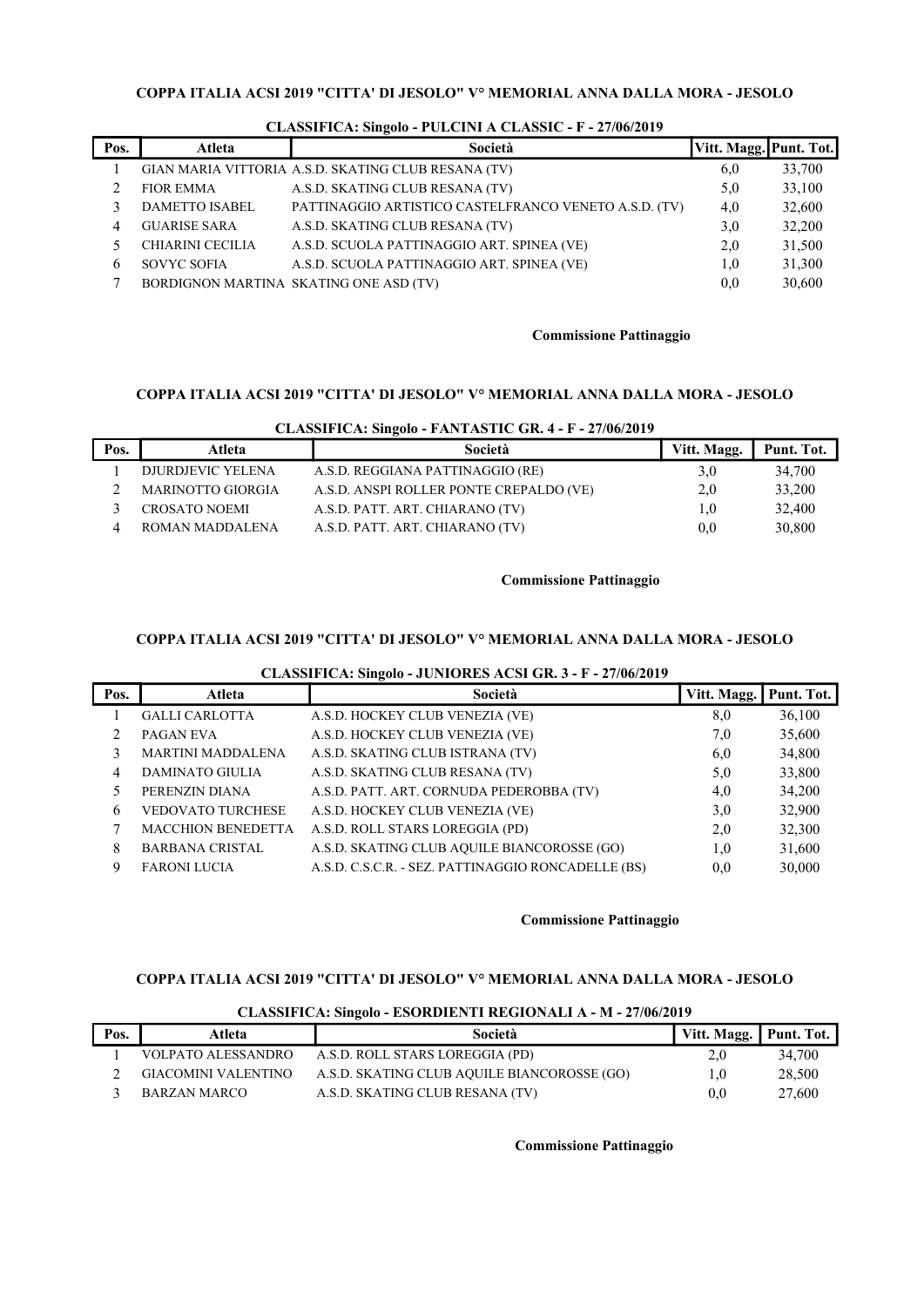**COPPA ITALIA ACSI 2019 "CITTA' DI JESOLO" V° MEMORIAL ANNA DALLA MORA - JESOLO**

**CLASSIFICA: Singolo - PULCINI A CLASSIC - F - 27/06/2019**

| Pos. | Atleta | Società | Vitt. Magg. | Punt. Tot. |
|---|---|---|---|---|
| 1 | GIAN MARIA VITTORIA | A.S.D. SKATING CLUB RESANA (TV) | 6,0 | 33,700 |
| 2 | FIOR EMMA | A.S.D. SKATING CLUB RESANA (TV) | 5,0 | 33,100 |
| 3 | DAMETTO ISABEL | PATTINAGGIO ARTISTICO CASTELFRANCO VENETO A.S.D. (TV) | 4,0 | 32,600 |
| 4 | GUARISE SARA | A.S.D. SKATING CLUB RESANA (TV) | 3,0 | 32,200 |
| 5 | CHIARINI CECILIA | A.S.D. SCUOLA PATTINAGGIO ART. SPINEA (VE) | 2,0 | 31,500 |
| 6 | SOVYC SOFIA | A.S.D. SCUOLA PATTINAGGIO ART. SPINEA (VE) | 1,0 | 31,300 |
| 7 | BORDIGNON MARTINA | SKATING ONE ASD (TV) | 0,0 | 30,600 |

**Commissione Pattinaggio**

**COPPA ITALIA ACSI 2019 "CITTA' DI JESOLO" V° MEMORIAL ANNA DALLA MORA - JESOLO**

**CLASSIFICA: Singolo - FANTASTIC GR. 4 - F - 27/06/2019**

| Pos. | Atleta | Società | Vitt. Magg. | Punt. Tot. |
|---|---|---|---|---|
| 1 | DJURDJEVIC YELENA | A.S.D. REGGIANA PATTINAGGIO (RE) | 3,0 | 34,700 |
| 2 | MARINOTTO GIORGIA | A.S.D. ANSPI ROLLER PONTE CREPALDO (VE) | 2,0 | 33,200 |
| 3 | CROSATO NOEMI | A.S.D. PATT. ART. CHIARANO (TV) | 1,0 | 32,400 |
| 4 | ROMAN MADDALENA | A.S.D. PATT. ART. CHIARANO (TV) | 0,0 | 30,800 |

**Commissione Pattinaggio**

**COPPA ITALIA ACSI 2019 "CITTA' DI JESOLO" V° MEMORIAL ANNA DALLA MORA - JESOLO**

**CLASSIFICA: Singolo - JUNIORES ACSI GR. 3 - F - 27/06/2019**

| Pos. | Atleta | Società | Vitt. Magg. | Punt. Tot. |
|---|---|---|---|---|
| 1 | GALLI CARLOTTA | A.S.D. HOCKEY CLUB VENEZIA (VE) | 8,0 | 36,100 |
| 2 | PAGAN EVA | A.S.D. HOCKEY CLUB VENEZIA (VE) | 7,0 | 35,600 |
| 3 | MARTINI MADDALENA | A.S.D. SKATING CLUB ISTRANA (TV) | 6,0 | 34,800 |
| 4 | DAMINATO GIULIA | A.S.D. SKATING CLUB RESANA (TV) | 5,0 | 33,800 |
| 5 | PERENZIN DIANA | A.S.D. PATT. ART. CORNUDA PEDEROBBA (TV) | 4,0 | 34,200 |
| 6 | VEDOVATO TURCHESE | A.S.D. HOCKEY CLUB VENEZIA (VE) | 3,0 | 32,900 |
| 7 | MACCHION BENEDETTA | A.S.D. ROLL STARS LOREGGIA (PD) | 2,0 | 32,300 |
| 8 | BARBANA CRISTAL | A.S.D. SKATING CLUB AQUILE BIANCOROSSE (GO) | 1,0 | 31,600 |
| 9 | FARONI LUCIA | A.S.D. C.S.C.R. - SEZ. PATTINAGGIO RONCADELLE (BS) | 0,0 | 30,000 |

**Commissione Pattinaggio**

**COPPA ITALIA ACSI 2019 "CITTA' DI JESOLO" V° MEMORIAL ANNA DALLA MORA - JESOLO**

**CLASSIFICA: Singolo - ESORDIENTI REGIONALI A - M - 27/06/2019**

| Pos. | Atleta | Società | Vitt. Magg. | Punt. Tot. |
|---|---|---|---|---|
| 1 | VOLPATO ALESSANDRO | A.S.D. ROLL STARS LOREGGIA (PD) | 2,0 | 34,700 |
| 2 | GIACOMINI VALENTINO | A.S.D. SKATING CLUB AQUILE BIANCOROSSE (GO) | 1,0 | 28,500 |
| 3 | BARZAN MARCO | A.S.D. SKATING CLUB RESANA (TV) | 0,0 | 27,600 |

**Commissione Pattinaggio**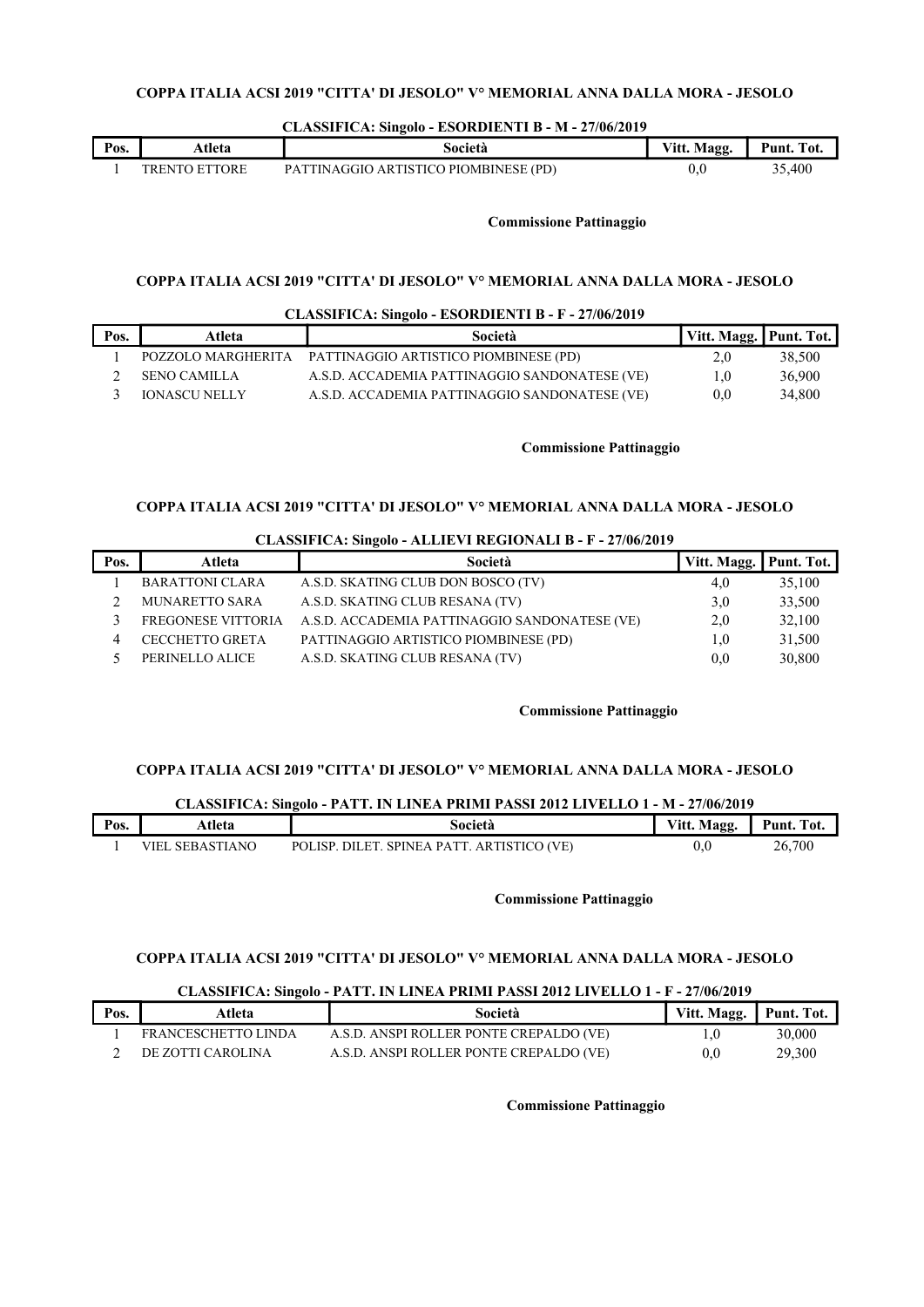**COPPA ITALIA ACSI 2019 "CITTA' DI JESOLO" V° MEMORIAL ANNA DALLA MORA - JESOLO**

**CLASSIFICA: Singolo - ESORDIENTI B - M - 27/06/2019**

| Pos. | Atleta | Società | Vitt. Magg. | Punt. Tot. |
|---|---|---|---|---|
| 1 | TRENTO ETTORE | PATTINAGGIO ARTISTICO PIOMBINESE (PD) | 0,0 | 35,400 |

**Commissione Pattinaggio**

**COPPA ITALIA ACSI 2019 "CITTA' DI JESOLO" V° MEMORIAL ANNA DALLA MORA - JESOLO**

**CLASSIFICA: Singolo - ESORDIENTI B - F - 27/06/2019**

| Pos. | Atleta | Società | Vitt. Magg. | Punt. Tot. |
|---|---|---|---|---|
| 1 | POZZOLO MARGHERITA | PATTINAGGIO ARTISTICO PIOMBINESE (PD) | 2,0 | 38,500 |
| 2 | SENO CAMILLA | A.S.D. ACCADEMIA PATTINAGGIO SANDONATESE (VE) | 1,0 | 36,900 |
| 3 | IONASCU NELLY | A.S.D. ACCADEMIA PATTINAGGIO SANDONATESE (VE) | 0,0 | 34,800 |

**Commissione Pattinaggio**

**COPPA ITALIA ACSI 2019 "CITTA' DI JESOLO" V° MEMORIAL ANNA DALLA MORA - JESOLO**

**CLASSIFICA: Singolo - ALLIEVI REGIONALI B - F - 27/06/2019**

| Pos. | Atleta | Società | Vitt. Magg. | Punt. Tot. |
|---|---|---|---|---|
| 1 | BARATTONI CLARA | A.S.D. SKATING CLUB DON BOSCO (TV) | 4,0 | 35,100 |
| 2 | MUNARETTO SARA | A.S.D. SKATING CLUB RESANA (TV) | 3,0 | 33,500 |
| 3 | FREGONESE VITTORIA | A.S.D. ACCADEMIA PATTINAGGIO SANDONATESE (VE) | 2,0 | 32,100 |
| 4 | CECCHETTO GRETA | PATTINAGGIO ARTISTICO PIOMBINESE (PD) | 1,0 | 31,500 |
| 5 | PERINELLO ALICE | A.S.D. SKATING CLUB RESANA (TV) | 0,0 | 30,800 |

**Commissione Pattinaggio**

**COPPA ITALIA ACSI 2019 "CITTA' DI JESOLO" V° MEMORIAL ANNA DALLA MORA - JESOLO**

**CLASSIFICA: Singolo - PATT. IN LINEA PRIMI PASSI 2012 LIVELLO 1 - M - 27/06/2019**

| Pos. | Atleta | Società | Vitt. Magg. | Punt. Tot. |
|---|---|---|---|---|
| 1 | VIEL SEBASTIANO | POLISP. DILET. SPINEA PATT. ARTISTICO (VE) | 0,0 | 26,700 |

**Commissione Pattinaggio**

**COPPA ITALIA ACSI 2019 "CITTA' DI JESOLO" V° MEMORIAL ANNA DALLA MORA - JESOLO**

**CLASSIFICA: Singolo - PATT. IN LINEA PRIMI PASSI 2012 LIVELLO 1 - F - 27/06/2019**

| Pos. | Atleta | Società | Vitt. Magg. | Punt. Tot. |
|---|---|---|---|---|
| 1 | FRANCESCHETTO LINDA | A.S.D. ANSPI ROLLER PONTE CREPALDO (VE) | 1,0 | 30,000 |
| 2 | DE ZOTTI CAROLINA | A.S.D. ANSPI ROLLER PONTE CREPALDO (VE) | 0,0 | 29,300 |

**Commissione Pattinaggio**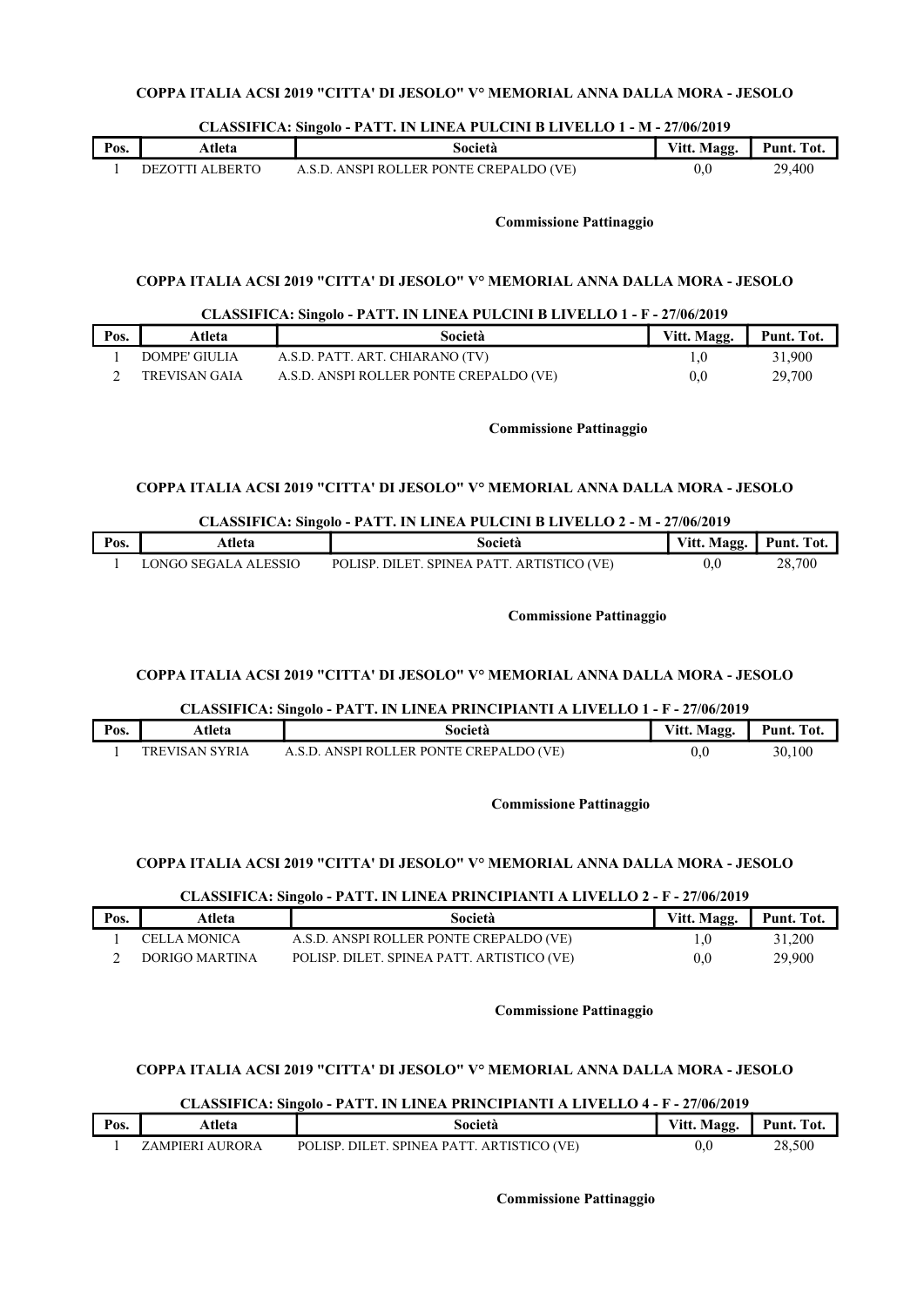### COPPA ITALIA ACSI 2019 "CITTA' DI JESOLO" V° MEMORIAL ANNA DALLA MORA - JESOLO

**CLASSIFICA: Singolo - PATT. IN LINEA PULCINI B LIVELLO 1 - M - 27/06/2019**

| Pos. | Atleta | Società | Vitt. Magg. | Punt. Tot. |
|---|---|---|---|---|
| 1 | DEZOTTI ALBERTO | A.S.D. ANSPI ROLLER PONTE CREPALDO (VE) | 0,0 | 29,400 |

**Commissione Pattinaggio**

### COPPA ITALIA ACSI 2019 "CITTA' DI JESOLO" V° MEMORIAL ANNA DALLA MORA - JESOLO

**CLASSIFICA: Singolo - PATT. IN LINEA PULCINI B LIVELLO 1 - F - 27/06/2019**

| Pos. | Atleta | Società | Vitt. Magg. | Punt. Tot. |
|---|---|---|---|---|
| 1 | DOMPE' GIULIA | A.S.D. PATT. ART. CHIARANO (TV) | 1,0 | 31,900 |
| 2 | TREVISAN GAIA | A.S.D. ANSPI ROLLER PONTE CREPALDO (VE) | 0,0 | 29,700 |

**Commissione Pattinaggio**

### COPPA ITALIA ACSI 2019 "CITTA' DI JESOLO" V° MEMORIAL ANNA DALLA MORA - JESOLO

**CLASSIFICA: Singolo - PATT. IN LINEA PULCINI B LIVELLO 2 - M - 27/06/2019**

| Pos. | Atleta | Società | Vitt. Magg. | Punt. Tot. |
|---|---|---|---|---|
| 1 | LONGO SEGALA ALESSIO | POLISP. DILET. SPINEA PATT. ARTISTICO (VE) | 0,0 | 28,700 |

**Commissione Pattinaggio**

### COPPA ITALIA ACSI 2019 "CITTA' DI JESOLO" V° MEMORIAL ANNA DALLA MORA - JESOLO

**CLASSIFICA: Singolo - PATT. IN LINEA PRINCIPIANTI A LIVELLO 1 - F - 27/06/2019**

| Pos. | Atleta | Società | Vitt. Magg. | Punt. Tot. |
|---|---|---|---|---|
| 1 | TREVISAN SYRIA | A.S.D. ANSPI ROLLER PONTE CREPALDO (VE) | 0,0 | 30,100 |

**Commissione Pattinaggio**

### COPPA ITALIA ACSI 2019 "CITTA' DI JESOLO" V° MEMORIAL ANNA DALLA MORA - JESOLO

**CLASSIFICA: Singolo - PATT. IN LINEA PRINCIPIANTI A LIVELLO 2 - F - 27/06/2019**

| Pos. | Atleta | Società | Vitt. Magg. | Punt. Tot. |
|---|---|---|---|---|
| 1 | CELLA MONICA | A.S.D. ANSPI ROLLER PONTE CREPALDO (VE) | 1,0 | 31,200 |
| 2 | DORIGO MARTINA | POLISP. DILET. SPINEA PATT. ARTISTICO (VE) | 0,0 | 29,900 |

**Commissione Pattinaggio**

### COPPA ITALIA ACSI 2019 "CITTA' DI JESOLO" V° MEMORIAL ANNA DALLA MORA - JESOLO

**CLASSIFICA: Singolo - PATT. IN LINEA PRINCIPIANTI A LIVELLO 4 - F - 27/06/2019**

| Pos. | Atleta | Società | Vitt. Magg. | Punt. Tot. |
|---|---|---|---|---|
| 1 | ZAMPIERI AURORA | POLISP. DILET. SPINEA PATT. ARTISTICO (VE) | 0,0 | 28,500 |

**Commissione Pattinaggio**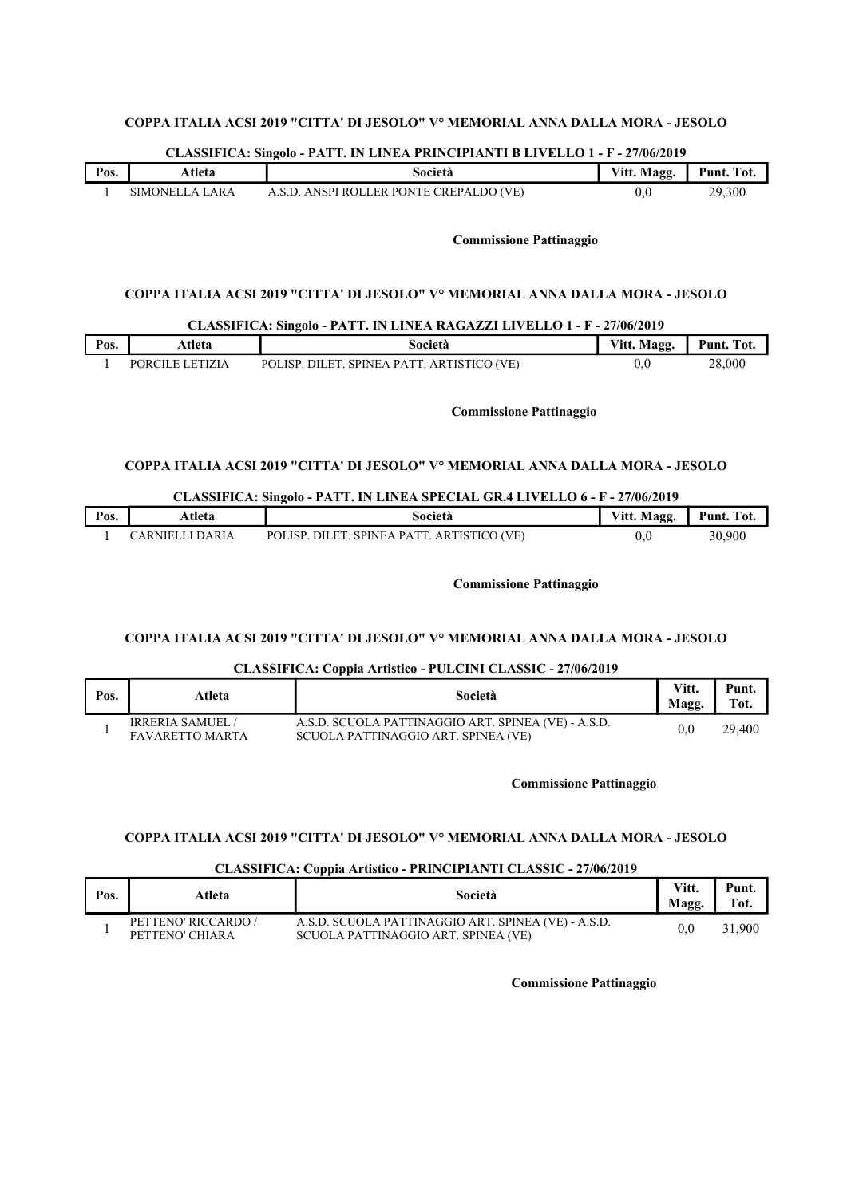**COPPA ITALIA ACSI 2019 "CITTA' DI JESOLO" V° MEMORIAL ANNA DALLA MORA - JESOLO**

**CLASSIFICA: Singolo - PATT. IN LINEA PRINCIPIANTI B LIVELLO 1 - F - 27/06/2019**

| Pos. | Atleta | Società | Vitt. Magg. | Punt. Tot. |
|---|---|---|---|---|
| 1 | SIMONELLA LARA | A.S.D. ANSPI ROLLER PONTE CREPALDO (VE) | 0,0 | 29,300 |

**Commissione Pattinaggio**

**COPPA ITALIA ACSI 2019 "CITTA' DI JESOLO" V° MEMORIAL ANNA DALLA MORA - JESOLO**

**CLASSIFICA: Singolo - PATT. IN LINEA RAGAZZI LIVELLO 1 - F - 27/06/2019**

| Pos. | Atleta | Società | Vitt. Magg. | Punt. Tot. |
|---|---|---|---|---|
| 1 | PORCILE LETIZIA | POLISP. DILET. SPINEA PATT. ARTISTICO (VE) | 0,0 | 28,000 |

**Commissione Pattinaggio**

**COPPA ITALIA ACSI 2019 "CITTA' DI JESOLO" V° MEMORIAL ANNA DALLA MORA - JESOLO**

**CLASSIFICA: Singolo - PATT. IN LINEA SPECIAL GR.4 LIVELLO 6 - F - 27/06/2019**

| Pos. | Atleta | Società | Vitt. Magg. | Punt. Tot. |
|---|---|---|---|---|
| 1 | CARNIELLI DARIA | POLISP. DILET. SPINEA PATT. ARTISTICO (VE) | 0,0 | 30,900 |

**Commissione Pattinaggio**

**COPPA ITALIA ACSI 2019 "CITTA' DI JESOLO" V° MEMORIAL ANNA DALLA MORA - JESOLO**

**CLASSIFICA: Coppia Artistico - PULCINI CLASSIC - 27/06/2019**

| Pos. | Atleta | Società | Vitt. Magg. | Punt. Tot. |
|---|---|---|---|---|
| 1 | IRRERIA SAMUEL / FAVARETTO MARTA | A.S.D. SCUOLA PATTINAGGIO ART. SPINEA (VE) - A.S.D. SCUOLA PATTINAGGIO ART. SPINEA (VE) | 0,0 | 29,400 |

**Commissione Pattinaggio**

**COPPA ITALIA ACSI 2019 "CITTA' DI JESOLO" V° MEMORIAL ANNA DALLA MORA - JESOLO**

**CLASSIFICA: Coppia Artistico - PRINCIPIANTI CLASSIC - 27/06/2019**

| Pos. | Atleta | Società | Vitt. Magg. | Punt. Tot. |
|---|---|---|---|---|
| 1 | PETTENO' RICCARDO / PETTENO' CHIARA | A.S.D. SCUOLA PATTINAGGIO ART. SPINEA (VE) - A.S.D. SCUOLA PATTINAGGIO ART. SPINEA (VE) | 0,0 | 31,900 |

**Commissione Pattinaggio**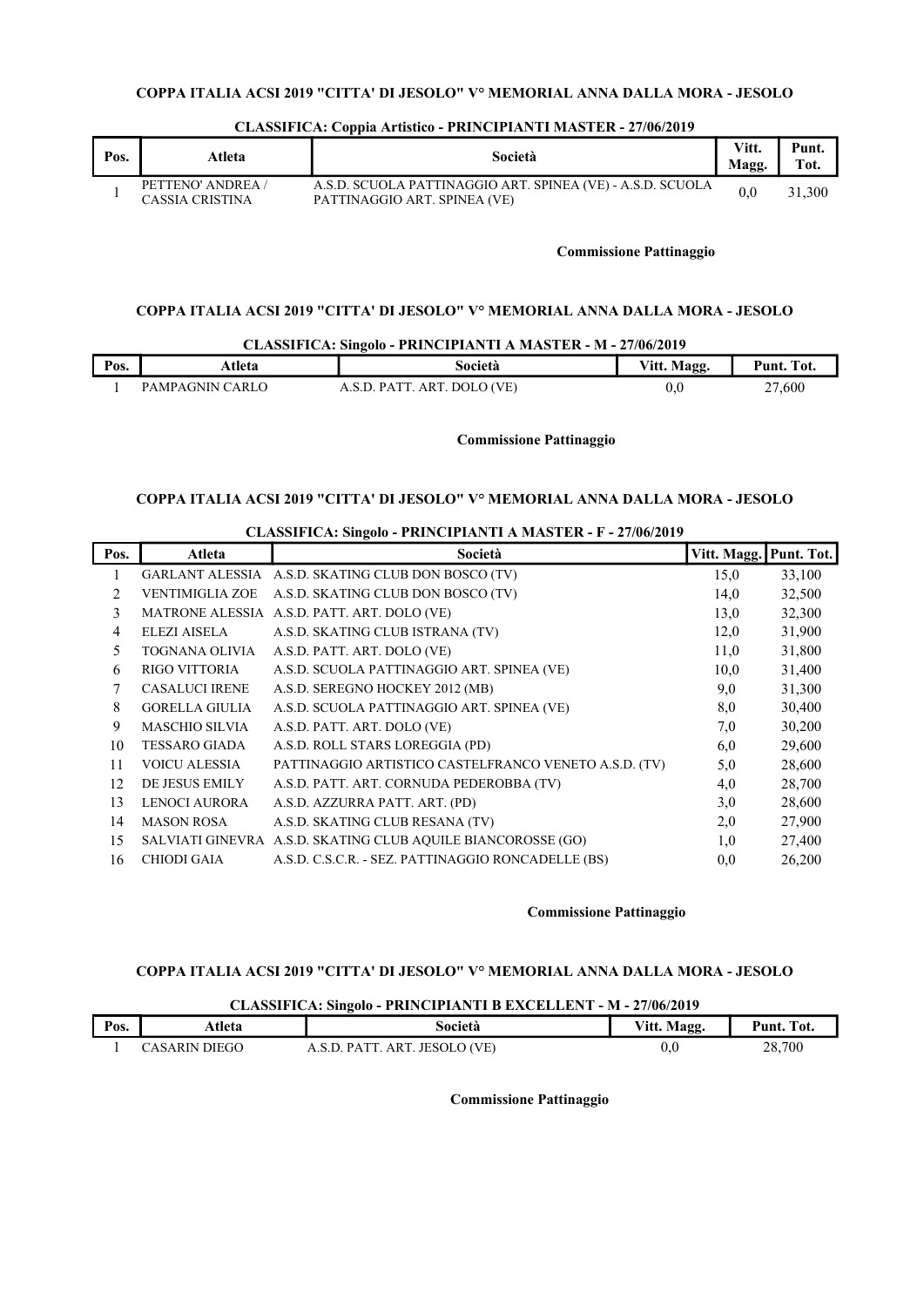### COPPA ITALIA ACSI 2019 "CITTA' DI JESOLO" V° MEMORIAL ANNA DALLA MORA - JESOLO

**CLASSIFICA: Coppia Artistico - PRINCIPIANTI MASTER - 27/06/2019**

| Pos. | Atleta | Società | Vitt. Magg. | Punt. Tot. |
|---|---|---|---|---|
| 1 | PETTENO' ANDREA / CASSIA CRISTINA | A.S.D. SCUOLA PATTINAGGIO ART. SPINEA (VE) - A.S.D. SCUOLA PATTINAGGIO ART. SPINEA (VE) | 0,0 | 31,300 |

**Commissione Pattinaggio**

### COPPA ITALIA ACSI 2019 "CITTA' DI JESOLO" V° MEMORIAL ANNA DALLA MORA - JESOLO

**CLASSIFICA: Singolo - PRINCIPIANTI A MASTER - M - 27/06/2019**

| Pos. | Atleta | Società | Vitt. Magg. | Punt. Tot. |
|---|---|---|---|---|
| 1 | PAMPAGNIN CARLO | A.S.D. PATT. ART. DOLO (VE) | 0,0 | 27,600 |

**Commissione Pattinaggio**

### COPPA ITALIA ACSI 2019 "CITTA' DI JESOLO" V° MEMORIAL ANNA DALLA MORA - JESOLO

**CLASSIFICA: Singolo - PRINCIPIANTI A MASTER - F - 27/06/2019**

| Pos. | Atleta | Società | Vitt. Magg. | Punt. Tot. |
|---|---|---|---|---|
| 1 | GARLANT ALESSIA | A.S.D. SKATING CLUB DON BOSCO (TV) | 15,0 | 33,100 |
| 2 | VENTIMIGLIA ZOE | A.S.D. SKATING CLUB DON BOSCO (TV) | 14,0 | 32,500 |
| 3 | MATRONE ALESSIA | A.S.D. PATT. ART. DOLO (VE) | 13,0 | 32,300 |
| 4 | ELEZI AISELA | A.S.D. SKATING CLUB ISTRANA (TV) | 12,0 | 31,900 |
| 5 | TOGNANA OLIVIA | A.S.D. PATT. ART. DOLO (VE) | 11,0 | 31,800 |
| 6 | RIGO VITTORIA | A.S.D. SCUOLA PATTINAGGIO ART. SPINEA (VE) | 10,0 | 31,400 |
| 7 | CASALUCI IRENE | A.S.D. SEREGNO HOCKEY 2012 (MB) | 9,0 | 31,300 |
| 8 | GORELLA GIULIA | A.S.D. SCUOLA PATTINAGGIO ART. SPINEA (VE) | 8,0 | 30,400 |
| 9 | MASCHIO SILVIA | A.S.D. PATT. ART. DOLO (VE) | 7,0 | 30,200 |
| 10 | TESSARO GIADA | A.S.D. ROLL STARS LOREGGIA (PD) | 6,0 | 29,600 |
| 11 | VOICU ALESSIA | PATTINAGGIO ARTISTICO CASTELFRANCO VENETO A.S.D. (TV) | 5,0 | 28,600 |
| 12 | DE JESUS EMILY | A.S.D. PATT. ART. CORNUDA PEDEROBBA (TV) | 4,0 | 28,700 |
| 13 | LENOCI AURORA | A.S.D. AZZURRA PATT. ART. (PD) | 3,0 | 28,600 |
| 14 | MASON ROSA | A.S.D. SKATING CLUB RESANA (TV) | 2,0 | 27,900 |
| 15 | SALVIATI GINEVRA | A.S.D. SKATING CLUB AQUILE BIANCOROSSE (GO) | 1,0 | 27,400 |
| 16 | CHIODI GAIA | A.S.D. C.S.C.R. - SEZ. PATTINAGGIO RONCADELLE (BS) | 0,0 | 26,200 |

**Commissione Pattinaggio**

### COPPA ITALIA ACSI 2019 "CITTA' DI JESOLO" V° MEMORIAL ANNA DALLA MORA - JESOLO

**CLASSIFICA: Singolo - PRINCIPIANTI B EXCELLENT - M - 27/06/2019**

| Pos. | Atleta | Società | Vitt. Magg. | Punt. Tot. |
|---|---|---|---|---|
| 1 | CASARIN DIEGO | A.S.D. PATT. ART. JESOLO (VE) | 0,0 | 28,700 |

**Commissione Pattinaggio**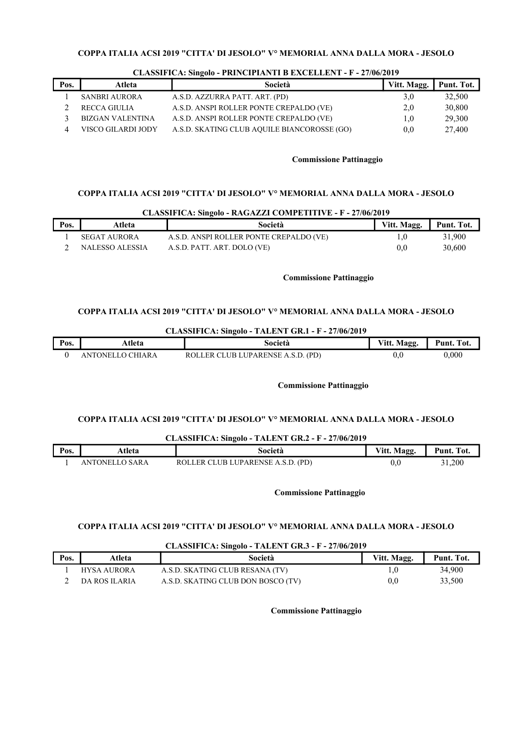**COPPA ITALIA ACSI 2019 "CITTA' DI JESOLO" V° MEMORIAL ANNA DALLA MORA - JESOLO**

**CLASSIFICA: Singolo - PRINCIPIANTI B EXCELLENT - F - 27/06/2019**

| Pos. | Atleta | Società | Vitt. Magg. | Punt. Tot. |
|---|---|---|---|---|
| 1 | SANBRI AURORA | A.S.D. AZZURRA PATT. ART. (PD) | 3,0 | 32,500 |
| 2 | RECCA GIULIA | A.S.D. ANSPI ROLLER PONTE CREPALDO (VE) | 2,0 | 30,800 |
| 3 | BIZGAN VALENTINA | A.S.D. ANSPI ROLLER PONTE CREPALDO (VE) | 1,0 | 29,300 |
| 4 | VISCO GILARDI JODY | A.S.D. SKATING CLUB AQUILE BIANCOROSSE (GO) | 0,0 | 27,400 |

**Commissione Pattinaggio**

**COPPA ITALIA ACSI 2019 "CITTA' DI JESOLO" V° MEMORIAL ANNA DALLA MORA - JESOLO**

**CLASSIFICA: Singolo - RAGAZZI COMPETITIVE - F - 27/06/2019**

| Pos. | Atleta | Società | Vitt. Magg. | Punt. Tot. |
|---|---|---|---|---|
| 1 | SEGAT AURORA | A.S.D. ANSPI ROLLER PONTE CREPALDO (VE) | 1,0 | 31,900 |
| 2 | NALESSO ALESSIA | A.S.D. PATT. ART. DOLO (VE) | 0,0 | 30,600 |

**Commissione Pattinaggio**

**COPPA ITALIA ACSI 2019 "CITTA' DI JESOLO" V° MEMORIAL ANNA DALLA MORA - JESOLO**

**CLASSIFICA: Singolo - TALENT GR.1 - F - 27/06/2019**

| Pos. | Atleta | Società | Vitt. Magg. | Punt. Tot. |
|---|---|---|---|---|
| 0 | ANTONELLO CHIARA | ROLLER CLUB LUPARENSE A.S.D. (PD) | 0,0 | 0,000 |

**Commissione Pattinaggio**

**COPPA ITALIA ACSI 2019 "CITTA' DI JESOLO" V° MEMORIAL ANNA DALLA MORA - JESOLO**

**CLASSIFICA: Singolo - TALENT GR.2 - F - 27/06/2019**

| Pos. | Atleta | Società | Vitt. Magg. | Punt. Tot. |
|---|---|---|---|---|
| 1 | ANTONELLO SARA | ROLLER CLUB LUPARENSE A.S.D. (PD) | 0,0 | 31,200 |

**Commissione Pattinaggio**

**COPPA ITALIA ACSI 2019 "CITTA' DI JESOLO" V° MEMORIAL ANNA DALLA MORA - JESOLO**

**CLASSIFICA: Singolo - TALENT GR.3 - F - 27/06/2019**

| Pos. | Atleta | Società | Vitt. Magg. | Punt. Tot. |
|---|---|---|---|---|
| 1 | HYSA AURORA | A.S.D. SKATING CLUB RESANA (TV) | 1,0 | 34,900 |
| 2 | DA ROS ILARIA | A.S.D. SKATING CLUB DON BOSCO (TV) | 0,0 | 33,500 |

**Commissione Pattinaggio**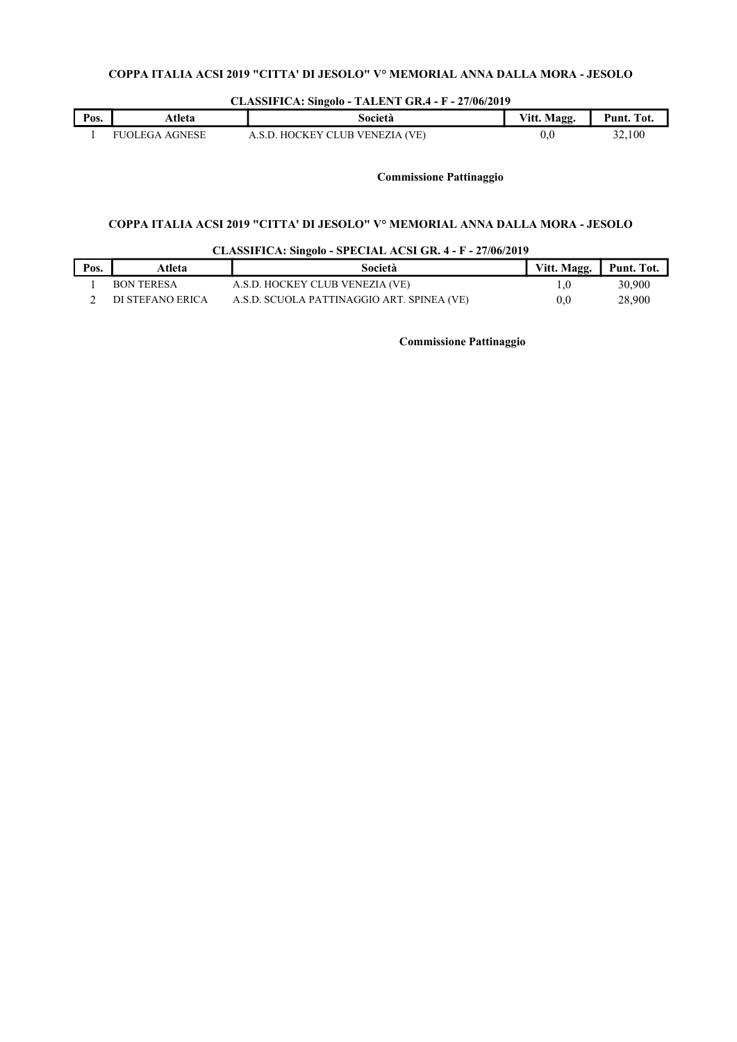**COPPA ITALIA ACSI 2019 "CITTA' DI JESOLO" V° MEMORIAL ANNA DALLA MORA - JESOLO**

**CLASSIFICA: Singolo - TALENT GR.4 - F - 27/06/2019**

| Pos. | Atleta | Società | Vitt. Magg. | Punt. Tot. |
|---|---|---|---|---|
| 1 | FUOLEGA AGNESE | A.S.D. HOCKEY CLUB VENEZIA (VE) | 0,0 | 32,100 |

**Commissione Pattinaggio**

**COPPA ITALIA ACSI 2019 "CITTA' DI JESOLO" V° MEMORIAL ANNA DALLA MORA - JESOLO**

**CLASSIFICA: Singolo - SPECIAL ACSI GR. 4 - F - 27/06/2019**

| Pos. | Atleta | Società | Vitt. Magg. | Punt. Tot. |
|---|---|---|---|---|
| 1 | BON TERESA | A.S.D. HOCKEY CLUB VENEZIA (VE) | 1,0 | 30,900 |
| 2 | DI STEFANO ERICA | A.S.D. SCUOLA PATTINAGGIO ART. SPINEA (VE) | 0,0 | 28,900 |

**Commissione Pattinaggio**